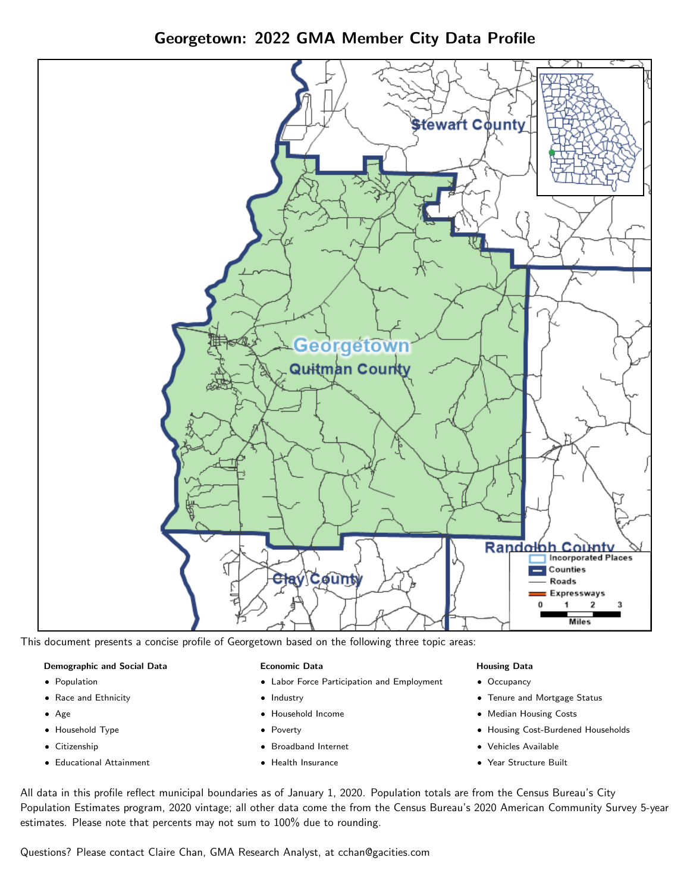# Georgetown: 2022 GMA Member City Data Profile

This document presents a concise profile of Georgetown based on the following three topic areas:

**Demographic and Social Data**

- Population
- Race and Ethnicity
- Age
- Household Type
- Citizenship
- Educational Attainment

**Economic Data**

- Labor Force Participation and Employment
- Industry
- Household Income
- Poverty
- Broadband Internet
- Health Insurance

**Housing Data**

- Occupancy
- Tenure and Mortgage Status
- Median Housing Costs
- Housing Cost-Burdened Households
- Vehicles Available
- Year Structure Built

All data in this profile reflect municipal boundaries as of January 1, 2020. Population totals are from the Census Bureau's City Population Estimates program, 2020 vintage; all other data come the from the Census Bureau's 2020 American Community Survey 5-year estimates. Please note that percents may not sum to 100% due to rounding.

Questions? Please contact Claire Chan, GMA Research Analyst, at cchan@gacities.com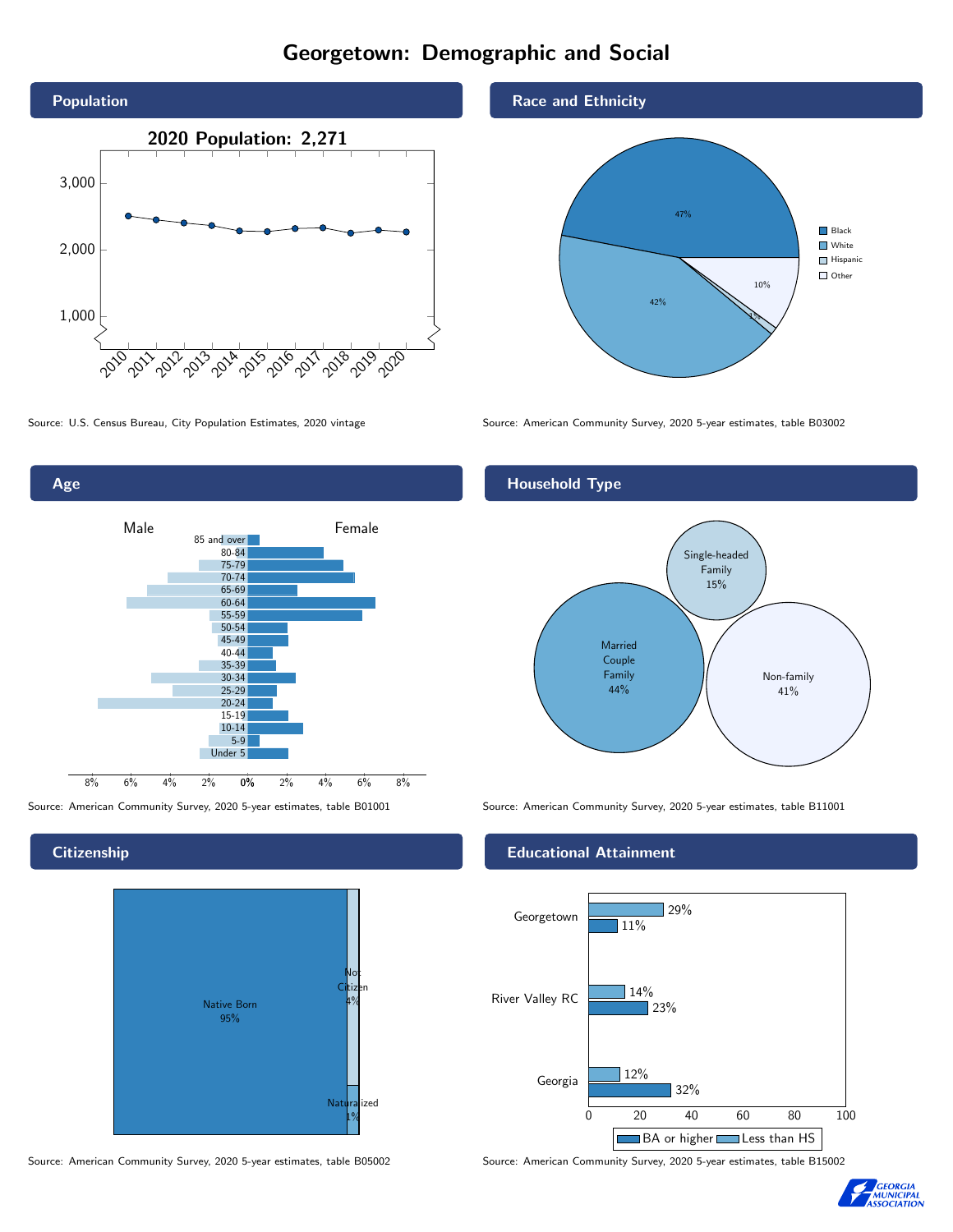# Georgetown: Demographic and Social

## Population

2020 Population: 2,271

Source: U.S. Census Bureau, City Population Estimates, 2020 vintage

## Race and Ethnicity

| Race/Ethnicity | Percent |
| --- | --- |
| Black | 47% |
| White | 42% |
| Hispanic | 1% |
| Other | 10% |

Source: American Community Survey, 2020 5-year estimates, table B03002

## Age

Source: American Community Survey, 2020 5-year estimates, table B01001

## Household Type

| Household Type | Percent |
| --- | --- |
| Married Couple Family | 44% |
| Single-headed Family | 15% |
| Non-family | 41% |

Source: American Community Survey, 2020 5-year estimates, table B11001

## Citizenship

| Citizenship | Percent |
| --- | --- |
| Native Born | 95% |
| Not Citizen | 4% |
| Naturalized | 1% |

Source: American Community Survey, 2020 5-year estimates, table B05002

## Educational Attainment

| Area | Less than HS | BA or higher |
| --- | --- | --- |
| Georgetown | 29% | 11% |
| River Valley RC | 14% | 23% |
| Georgia | 12% | 32% |

Source: American Community Survey, 2020 5-year estimates, table B15002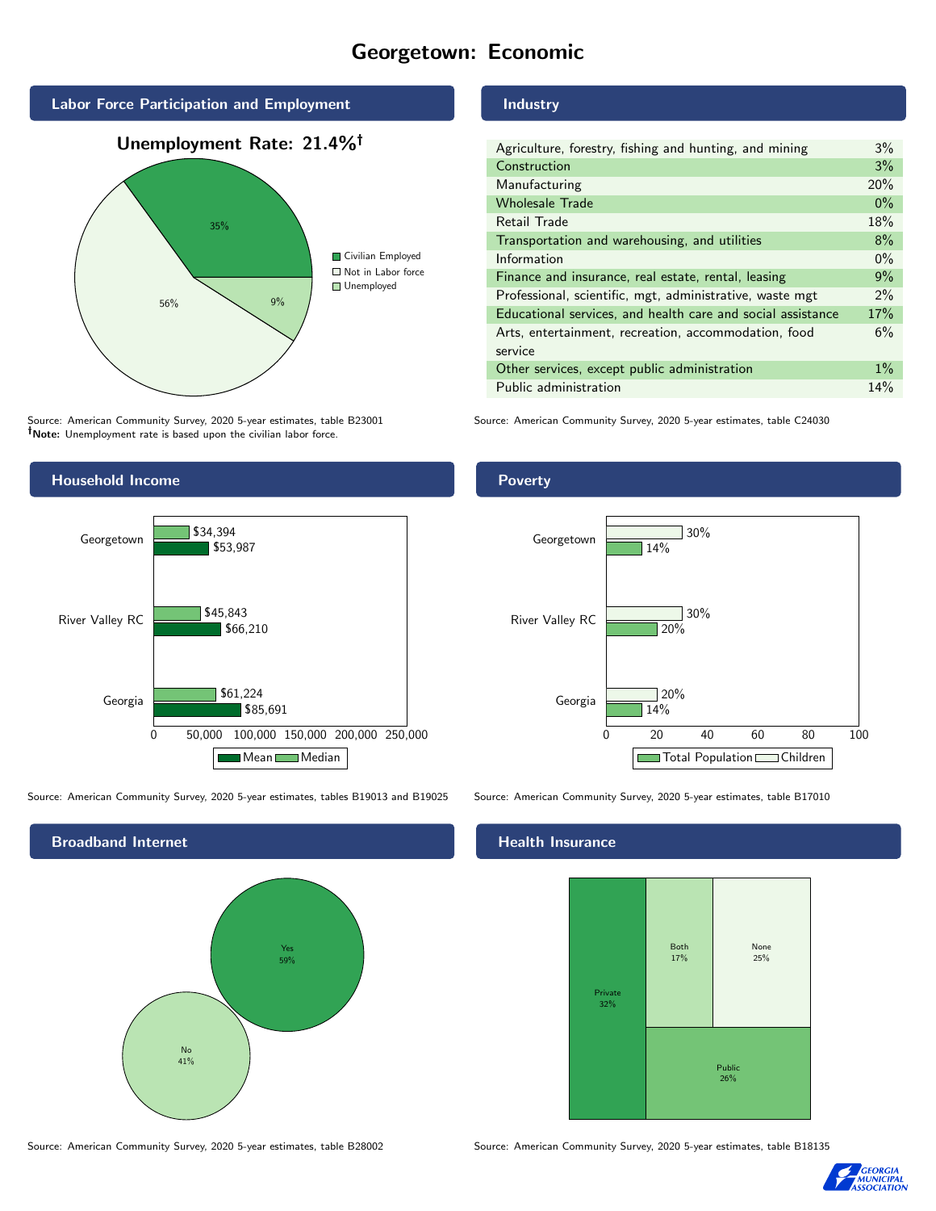# Georgetown: Economic

## Labor Force Participation and Employment

**Unemployment Rate: 21.4%†**

| Category | Percent |
|---|---|
| Civilian Employed | 35% |
| Not in Labor force | 56% |
| Unemployed | 9% |

Source: American Community Survey, 2020 5-year estimates, table B23001
**†Note:** Unemployment rate is based upon the civilian labor force.

## Industry

| Industry | Percent |
|---|---|
| Agriculture, forestry, fishing and hunting, and mining | 3% |
| Construction | 3% |
| Manufacturing | 20% |
| Wholesale Trade | 0% |
| Retail Trade | 18% |
| Transportation and warehousing, and utilities | 8% |
| Information | 0% |
| Finance and insurance, real estate, rental, leasing | 9% |
| Professional, scientific, mgt, administrative, waste mgt | 2% |
| Educational services, and health care and social assistance | 17% |
| Arts, entertainment, recreation, accommodation, food service | 6% |
| Other services, except public administration | 1% |
| Public administration | 14% |

Source: American Community Survey, 2020 5-year estimates, table C24030

## Household Income

| | Median | Mean |
|---|---|---|
| Georgetown | $34,394 | $53,987 |
| River Valley RC | $45,843 | $66,210 |
| Georgia | $61,224 | $85,691 |

Source: American Community Survey, 2020 5-year estimates, tables B19013 and B19025

## Poverty

| | Children | Total Population |
|---|---|---|
| Georgetown | 30% | 14% |
| River Valley RC | 30% | 20% |
| Georgia | 20% | 14% |

Source: American Community Survey, 2020 5-year estimates, table B17010

## Broadband Internet

| Response | Percent |
|---|---|
| Yes | 59% |
| No | 41% |

Source: American Community Survey, 2020 5-year estimates, table B28002

## Health Insurance

| Type | Percent |
|---|---|
| Private | 32% |
| Both | 17% |
| None | 25% |
| Public | 26% |

Source: American Community Survey, 2020 5-year estimates, table B18135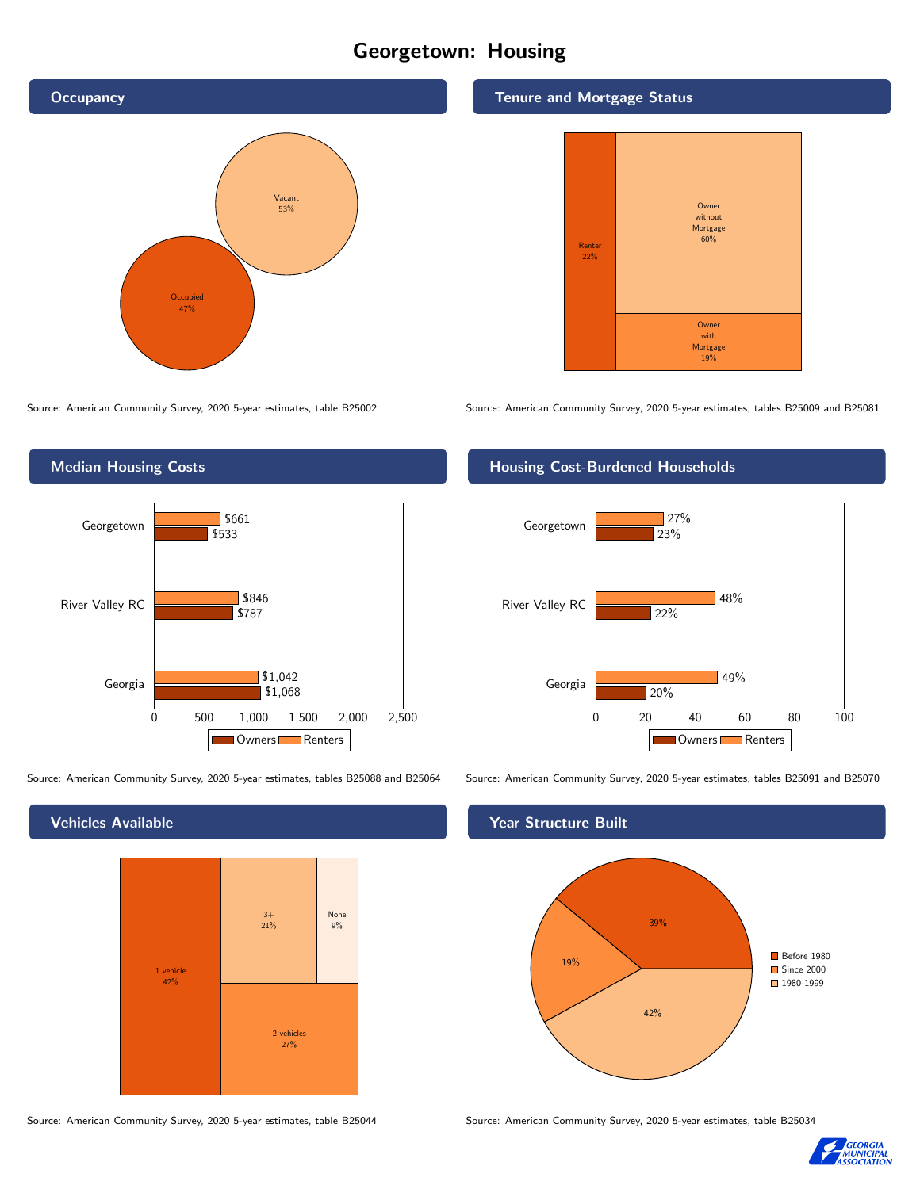# Georgetown: Housing

## Occupancy

Vacant
53%

Occupied
47%

Source: American Community Survey, 2020 5-year estimates, table B25002

## Tenure and Mortgage Status

Renter
22%

Owner without Mortgage
60%

Owner with Mortgage
19%

Source: American Community Survey, 2020 5-year estimates, tables B25009 and B25081

## Median Housing Costs

Georgetown
$661
$533

River Valley RC
$846
$787

Georgia
$1,042
$1,068

0 500 1,000 1,500 2,000 2,500

Owners Renters

Source: American Community Survey, 2020 5-year estimates, tables B25088 and B25064

## Housing Cost-Burdened Households

Georgetown
27%
23%

River Valley RC
48%
22%

Georgia
49%
20%

0 20 40 60 80 100

Owners Renters

Source: American Community Survey, 2020 5-year estimates, tables B25091 and B25070

## Vehicles Available

1 vehicle
42%

3+
21%

None
9%

2 vehicles
27%

Source: American Community Survey, 2020 5-year estimates, table B25044

## Year Structure Built

39%
19%
42%

Before 1980
Since 2000
1980-1999

Source: American Community Survey, 2020 5-year estimates, table B25034